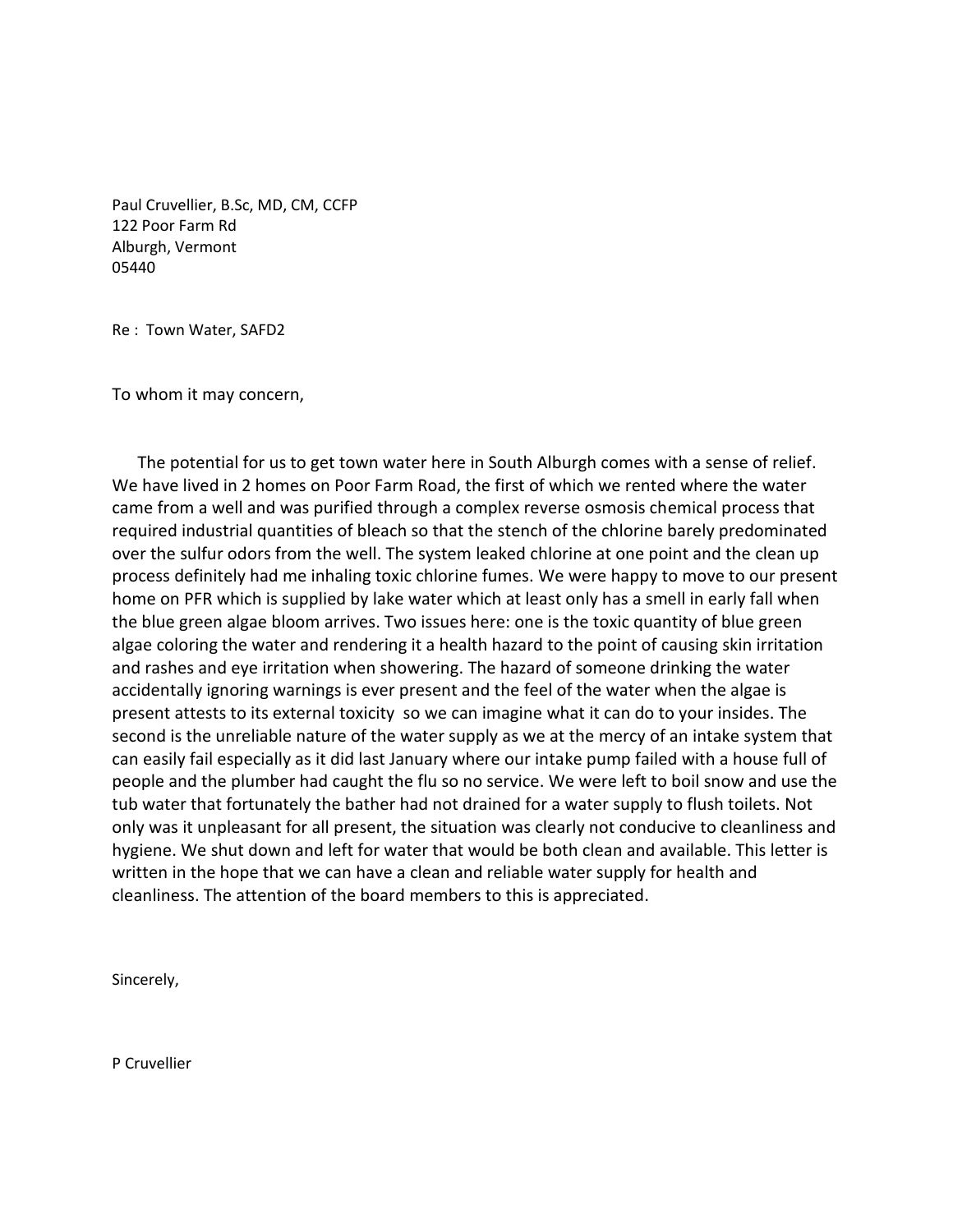Paul Cruvellier, B.Sc, MD, CM, CCFP
122 Poor Farm Rd
Alburgh, Vermont
05440

Re : Town Water, SAFD2

To whom it may concern,

The potential for us to get town water here in South Alburgh comes with a sense of relief. We have lived in 2 homes on Poor Farm Road, the first of which we rented where the water came from a well and was purified through a complex reverse osmosis chemical process that required industrial quantities of bleach so that the stench of the chlorine barely predominated over the sulfur odors from the well. The system leaked chlorine at one point and the clean up process definitely had me inhaling toxic chlorine fumes. We were happy to move to our present home on PFR which is supplied by lake water which at least only has a smell in early fall when the blue green algae bloom arrives. Two issues here: one is the toxic quantity of blue green algae coloring the water and rendering it a health hazard to the point of causing skin irritation and rashes and eye irritation when showering. The hazard of someone drinking the water accidentally ignoring warnings is ever present and the feel of the water when the algae is present attests to its external toxicity so we can imagine what it can do to your insides. The second is the unreliable nature of the water supply as we at the mercy of an intake system that can easily fail especially as it did last January where our intake pump failed with a house full of people and the plumber had caught the flu so no service. We were left to boil snow and use the tub water that fortunately the bather had not drained for a water supply to flush toilets. Not only was it unpleasant for all present, the situation was clearly not conducive to cleanliness and hygiene. We shut down and left for water that would be both clean and available. This letter is written in the hope that we can have a clean and reliable water supply for health and cleanliness. The attention of the board members to this is appreciated.

Sincerely,

P Cruvellier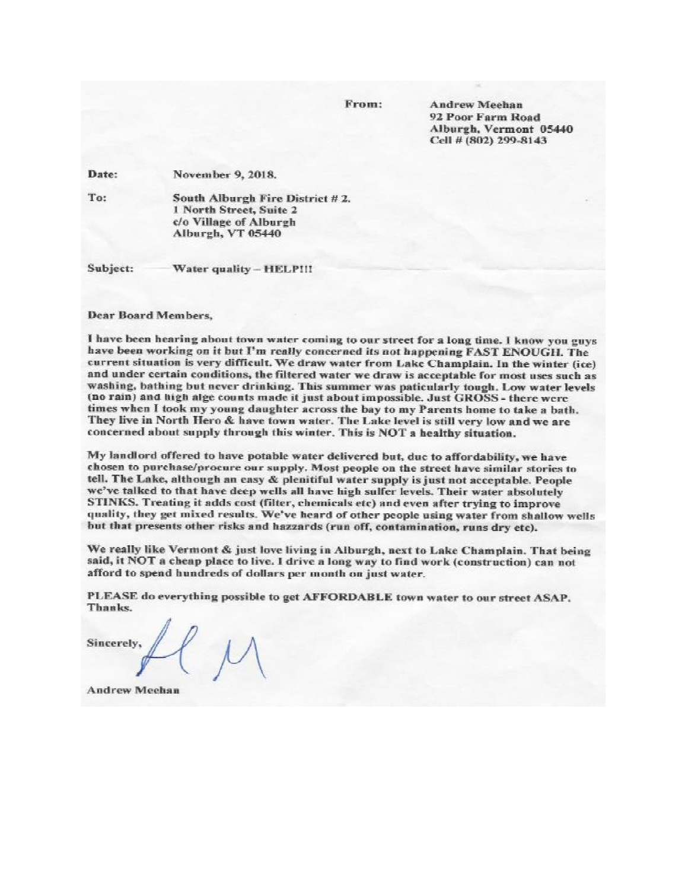From: **Andrew Meehan**
**92 Poor Farm Road**
**Alburgh, Vermont 05440**
**Cell # (802) 299-8143**

**Date:** November 9, 2018.

**To:** South Alburgh Fire District # 2.
1 North Street, Suite 2
c/o Village of Alburgh
Alburgh, VT 05440

**Subject:** Water quality – HELP!!!

Dear Board Members,

I have been hearing about town water coming to our street for a long time. I know you guys have been working on it but I'm really concerned its not happening FAST ENOUGH. The current situation is very difficult. We draw water from Lake Champlain. In the winter (ice) and under certain conditions, the filtered water we draw is acceptable for most uses such as washing, bathing but never drinking. This summer was paticularly tough. Low water levels (no rain) and high alge counts made it just about impossible. Just GROSS - there were times when I took my young daughter across the bay to my Parents home to take a bath. They live in North Hero & have town water. The Lake level is still very low and we are concerned about supply through this winter. This is NOT a healthy situation.

My landlord offered to have potable water delivered but, due to affordability, we have chosen to purchase/procure our supply. Most people on the street have similar stories to tell. The Lake, although an easy & plenitiful water supply is just not acceptable. People we've talked to that have deep wells all have high sulfer levels. Their water absolutely STINKS. Treating it adds cost (filter, chemicals etc) and even after trying to improve quality, they get mixed results. We've heard of other people using water from shallow wells but that presents other risks and hazzards (run off, contamination, runs dry etc).

We really like Vermont & just love living in Alburgh, next to Lake Champlain. That being said, it NOT a cheap place to live. I drive a long way to find work (construction) can not afford to spend hundreds of dollars per month on just water.

PLEASE do everything possible to get AFFORDABLE town water to our street ASAP. Thanks.

Sincerely,

Andrew Meehan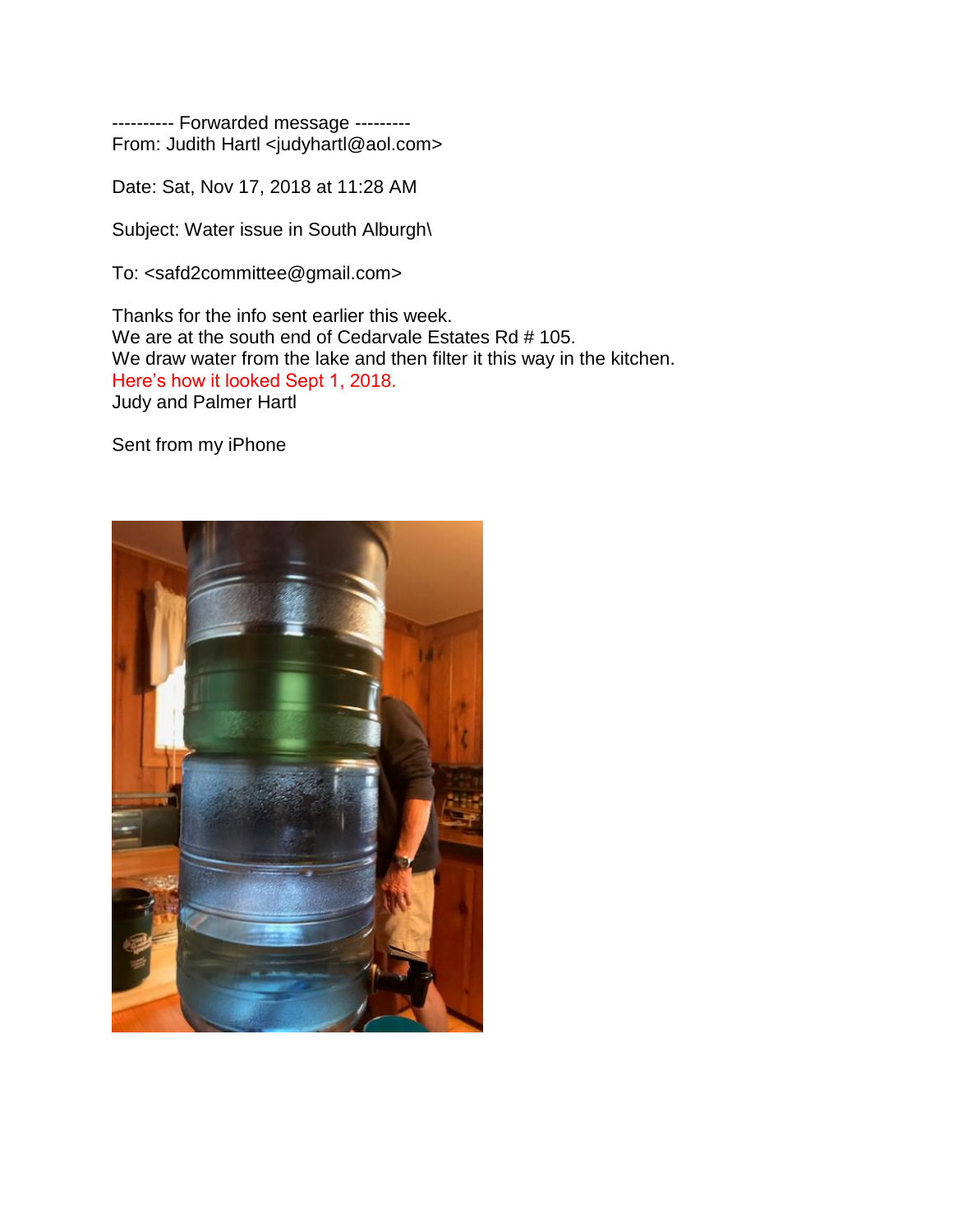---------- Forwarded message ---------
From: Judith Hartl <judyhartl@aol.com>

Date: Sat, Nov 17, 2018 at 11:28 AM

Subject: Water issue in South Alburgh\

To: <safd2committee@gmail.com>

Thanks for the info sent earlier this week.
We are at the south end of Cedarvale Estates Rd # 105.
We draw water from the lake and then filter it this way in the kitchen.
Here's how it looked Sept 1, 2018.
Judy and Palmer Hartl

Sent from my iPhone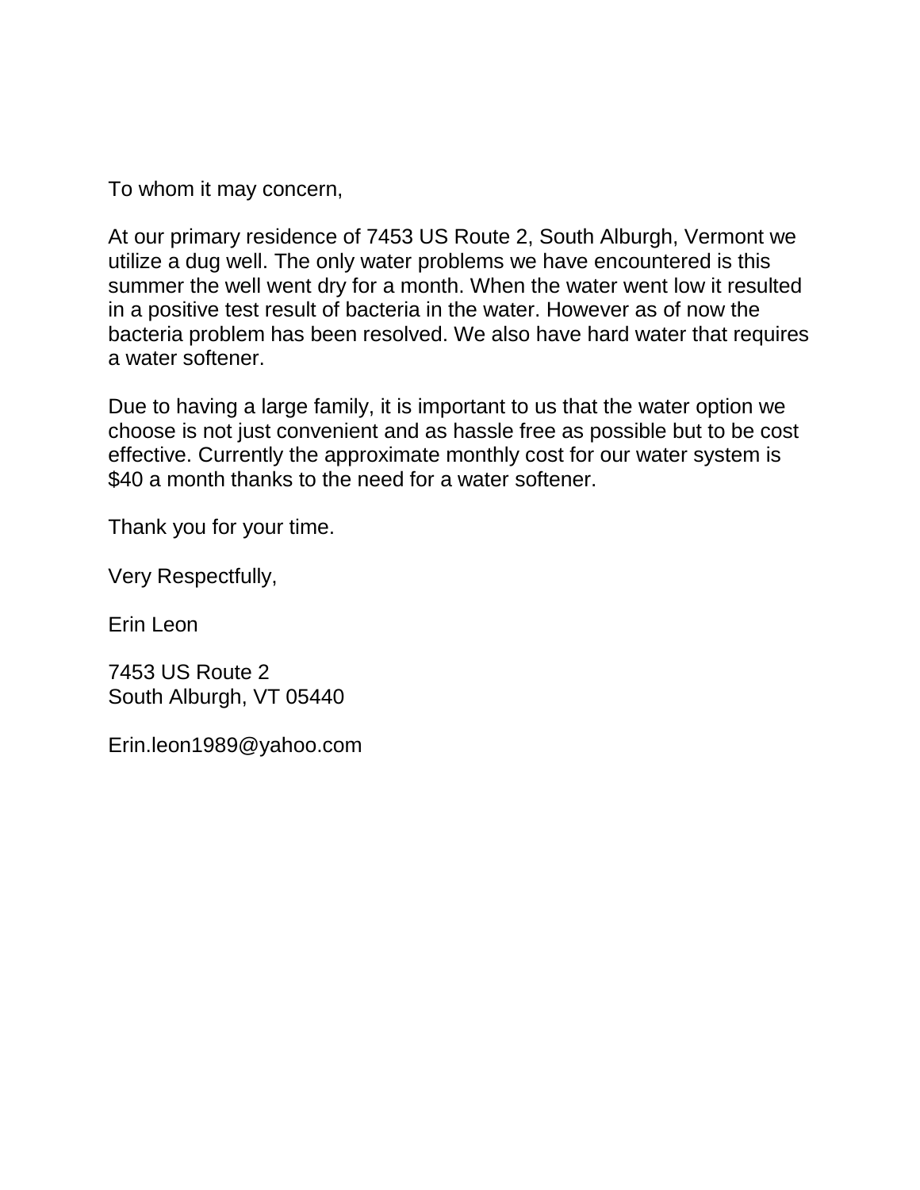To whom it may concern,

At our primary residence of 7453 US Route 2, South Alburgh, Vermont we utilize a dug well. The only water problems we have encountered is this summer the well went dry for a month. When the water went low it resulted in a positive test result of bacteria in the water. However as of now the bacteria problem has been resolved. We also have hard water that requires a water softener.

Due to having a large family, it is important to us that the water option we choose is not just convenient and as hassle free as possible but to be cost effective. Currently the approximate monthly cost for our water system is $40 a month thanks to the need for a water softener.

Thank you for your time.

Very Respectfully,

Erin Leon

7453 US Route 2
South Alburgh, VT 05440

Erin.leon1989@yahoo.com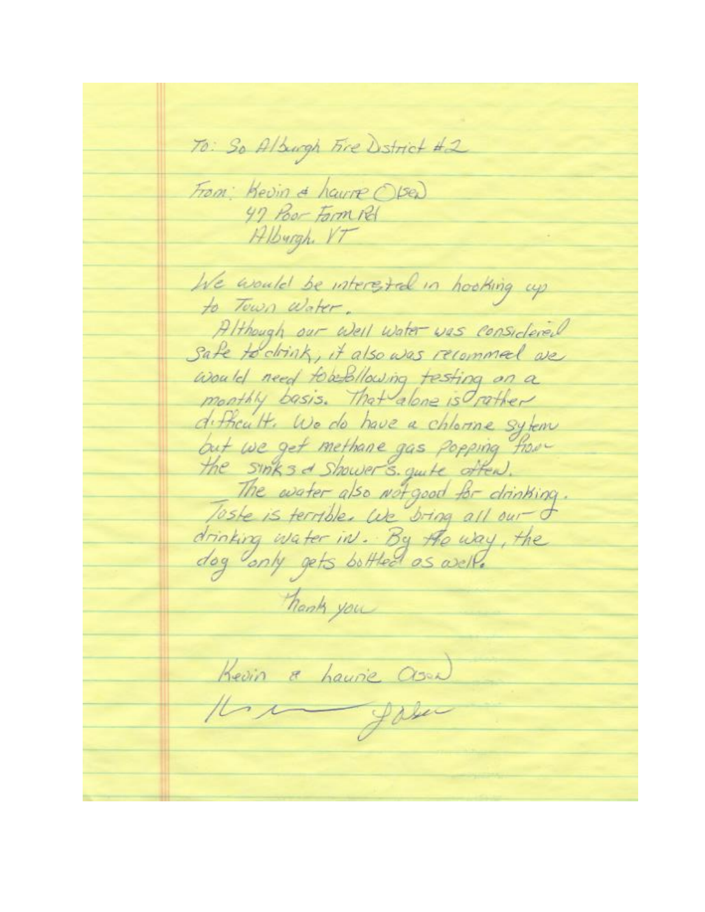To: So Alburgh Fire District #2

From: Kevin & Laurie Olsen
47 Poor Farm Rd
Alburgh, VT

We would be interested in hooking up to Town Water.

Although our well water was considered safe to drink, it also was recommed we would need to do following testing on a monthly basis. That alone is rather difficult. We do have a chlorine sytem but we get methane gas popping from the sinks & showers. quite often.

The water also not good for drinking. Taste is terrible. We bring all our drinking water in. By the way, the dog only gets bottled as well.

Thank you

Kevin & Laurie Olsen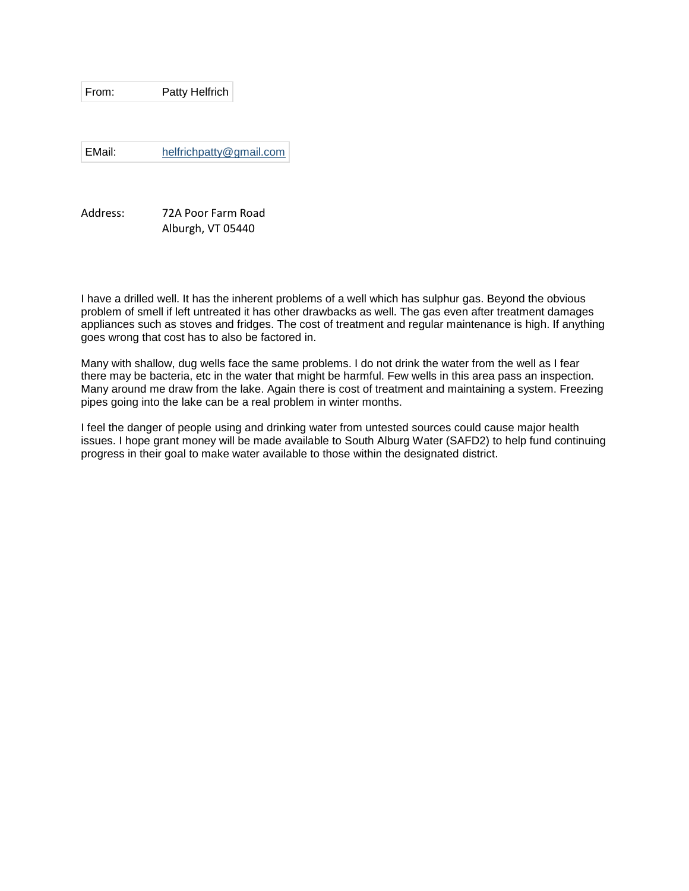| From: | Patty Helfrich |
|---|---|

| EMail: | helfrichpatty@gmail.com |
|---|---|

Address: 72A Poor Farm Road
Alburgh, VT 05440

I have a drilled well. It has the inherent problems of a well which has sulphur gas. Beyond the obvious problem of smell if left untreated it has other drawbacks as well. The gas even after treatment damages appliances such as stoves and fridges. The cost of treatment and regular maintenance is high. If anything goes wrong that cost has to also be factored in.

Many with shallow, dug wells face the same problems. I do not drink the water from the well as I fear there may be bacteria, etc in the water that might be harmful. Few wells in this area pass an inspection. Many around me draw from the lake. Again there is cost of treatment and maintaining a system. Freezing pipes going into the lake can be a real problem in winter months.

I feel the danger of people using and drinking water from untested sources could cause major health issues. I hope grant money will be made available to South Alburg Water (SAFD2) to help fund continuing progress in their goal to make water available to those within the designated district.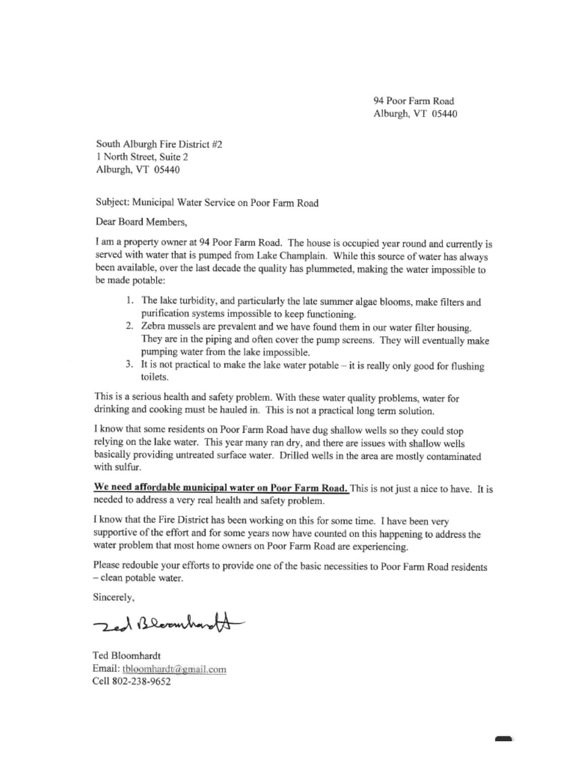94 Poor Farm Road
Alburgh, VT 05440

South Alburgh Fire District #2
1 North Street, Suite 2
Alburgh, VT 05440

Subject: Municipal Water Service on Poor Farm Road

Dear Board Members,

I am a property owner at 94 Poor Farm Road. The house is occupied year round and currently is served with water that is pumped from Lake Champlain. While this source of water has always been available, over the last decade the quality has plummeted, making the water impossible to be made potable:

1. The lake turbidity, and particularly the late summer algae blooms, make filters and purification systems impossible to keep functioning.
2. Zebra mussels are prevalent and we have found them in our water filter housing. They are in the piping and often cover the pump screens. They will eventually make pumping water from the lake impossible.
3. It is not practical to make the lake water potable – it is really only good for flushing toilets.

This is a serious health and safety problem. With these water quality problems, water for drinking and cooking must be hauled in. This is not a practical long term solution.

I know that some residents on Poor Farm Road have dug shallow wells so they could stop relying on the lake water. This year many ran dry, and there are issues with shallow wells basically providing untreated surface water. Drilled wells in the area are mostly contaminated with sulfur.

**We need affordable municipal water on Poor Farm Road.** This is not just a nice to have. It is needed to address a very real health and safety problem.

I know that the Fire District has been working on this for some time. I have been very supportive of the effort and for some years now have counted on this happening to address the water problem that most home owners on Poor Farm Road are experiencing.

Please redouble your efforts to provide one of the basic necessities to Poor Farm Road residents – clean potable water.

Sincerely,

Ted Bloomhardt

Ted Bloomhardt
Email: tbloomhardt@gmail.com
Cell 802-238-9652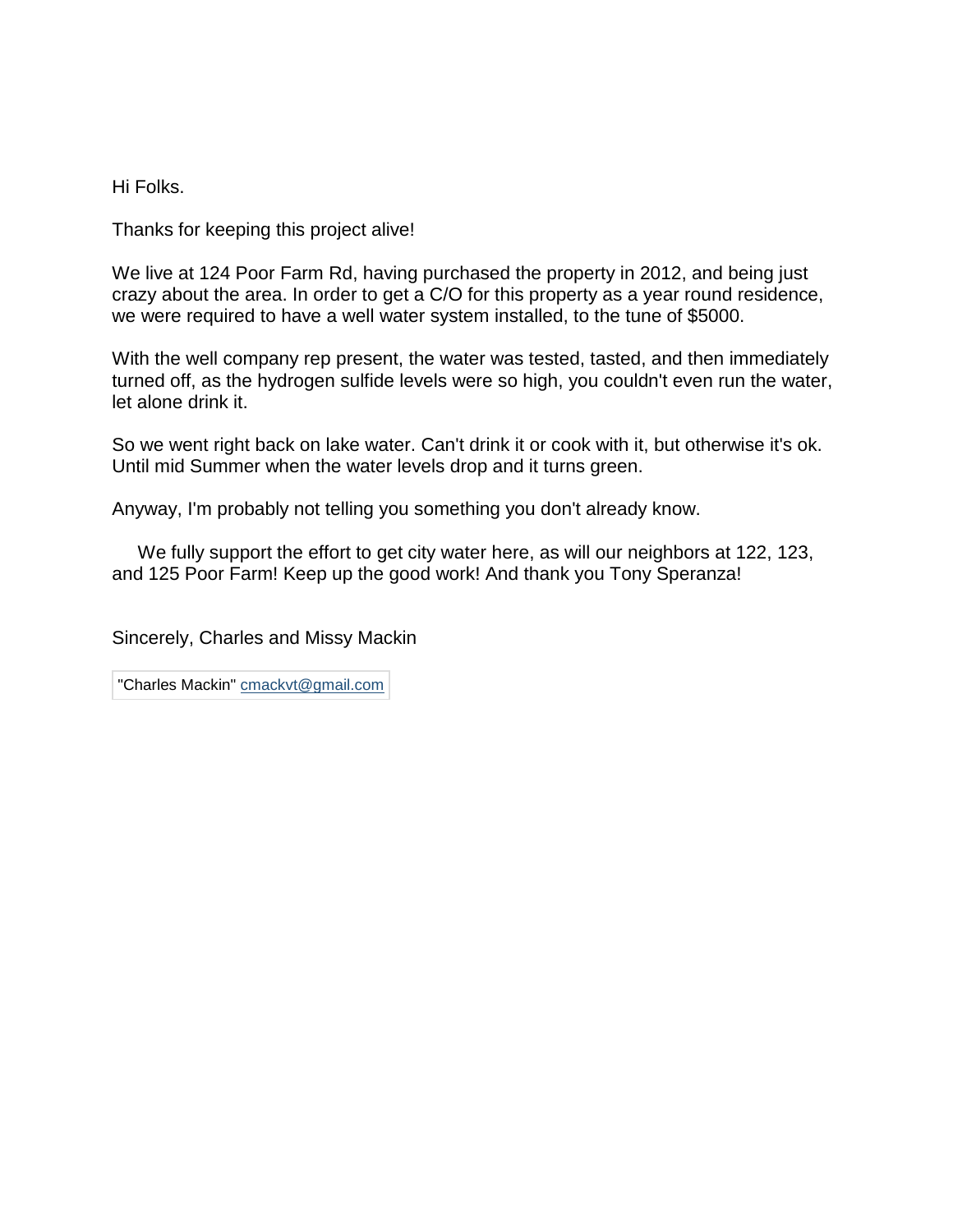Hi Folks.

Thanks for keeping this project alive!

We live at 124 Poor Farm Rd, having purchased the property in 2012, and being just crazy about the area. In order to get a C/O for this property as a year round residence, we were required to have a well water system installed, to the tune of $5000.

With the well company rep present, the water was tested, tasted, and then immediately turned off, as the hydrogen sulfide levels were so high, you couldn't even run the water, let alone drink it.

So we went right back on lake water. Can't drink it or cook with it, but otherwise it's ok. Until mid Summer when the water levels drop and it turns green.

Anyway, I'm probably not telling you something you don't already know.

We fully support the effort to get city water here, as will our neighbors at 122, 123, and 125 Poor Farm! Keep up the good work! And thank you Tony Speranza!

Sincerely, Charles and Missy Mackin

"Charles Mackin" cmackvt@gmail.com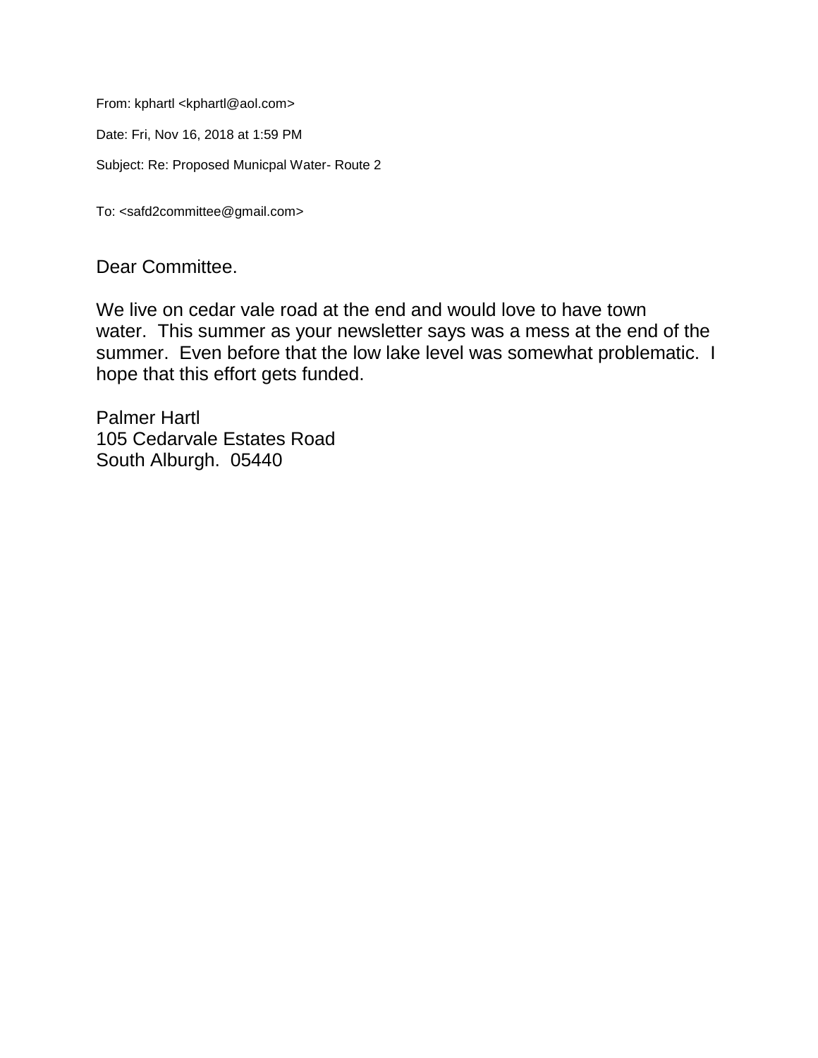From: kphartl <kphartl@aol.com>

Date: Fri, Nov 16, 2018 at 1:59 PM

Subject: Re: Proposed Municpal Water- Route 2

To: <safd2committee@gmail.com>

Dear Committee.

We live on cedar vale road at the end and would love to have town water. This summer as your newsletter says was a mess at the end of the summer. Even before that the low lake level was somewhat problematic. I hope that this effort gets funded.

Palmer Hartl  
105 Cedarvale Estates Road  
South Alburgh. 05440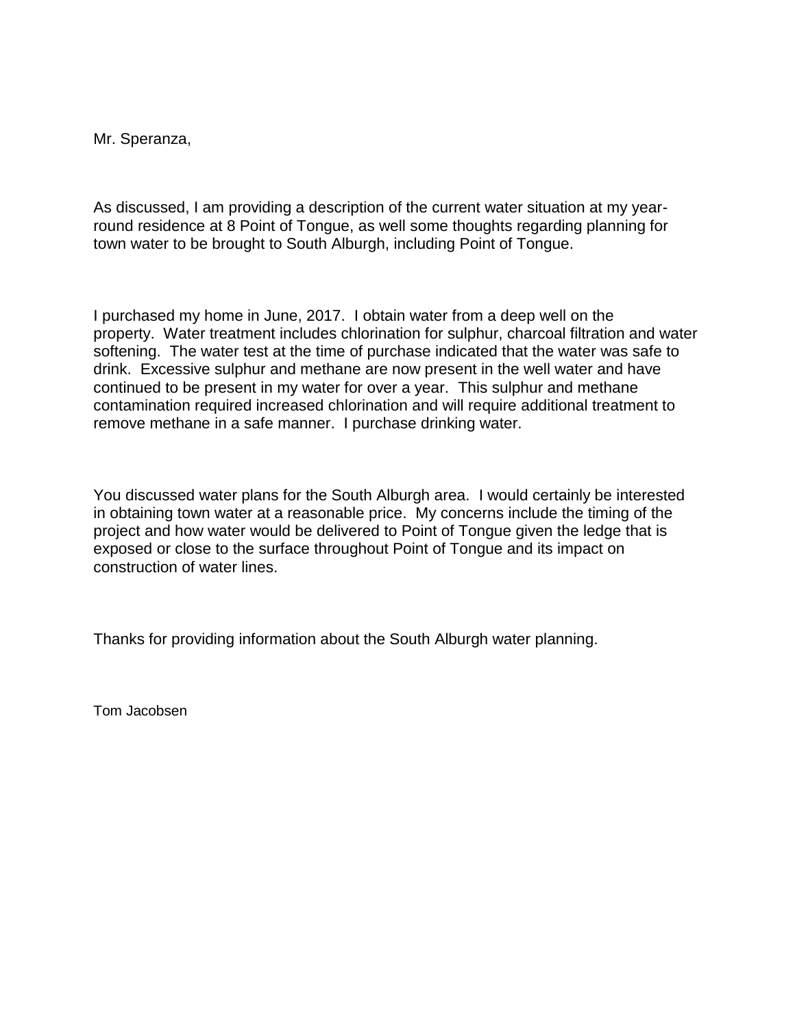Mr. Speranza,

As discussed, I am providing a description of the current water situation at my year-round residence at 8 Point of Tongue, as well some thoughts regarding planning for town water to be brought to South Alburgh, including Point of Tongue.

I purchased my home in June, 2017. I obtain water from a deep well on the property. Water treatment includes chlorination for sulphur, charcoal filtration and water softening. The water test at the time of purchase indicated that the water was safe to drink. Excessive sulphur and methane are now present in the well water and have continued to be present in my water for over a year. This sulphur and methane contamination required increased chlorination and will require additional treatment to remove methane in a safe manner. I purchase drinking water.

You discussed water plans for the South Alburgh area. I would certainly be interested in obtaining town water at a reasonable price. My concerns include the timing of the project and how water would be delivered to Point of Tongue given the ledge that is exposed or close to the surface throughout Point of Tongue and its impact on construction of water lines.

Thanks for providing information about the South Alburgh water planning.

Tom Jacobsen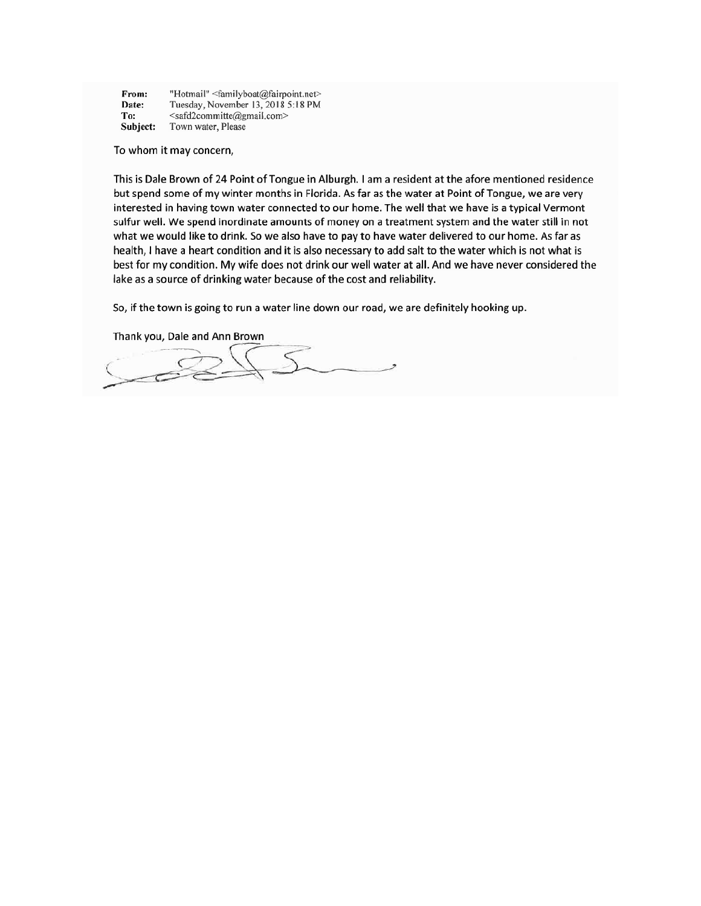**From:** "Hotmail" <familyboat@fairpoint.net>
**Date:** Tuesday, November 13, 2018 5:18 PM
**To:** <safd2committe@gmail.com>
**Subject:** Town water, Please

To whom it may concern,

This is Dale Brown of 24 Point of Tongue in Alburgh. I am a resident at the afore mentioned residence but spend some of my winter months in Florida. As far as the water at Point of Tongue, we are very interested in having town water connected to our home. The well that we have is a typical Vermont sulfur well. We spend inordinate amounts of money on a treatment system and the water still in not what we would like to drink. So we also have to pay to have water delivered to our home. As far as health, I have a heart condition and it is also necessary to add salt to the water which is not what is best for my condition. My wife does not drink our well water at all. And we have never considered the lake as a source of drinking water because of the cost and reliability.

So, if the town is going to run a water line down our road, we are definitely hooking up.

Thank you, Dale and Ann Brown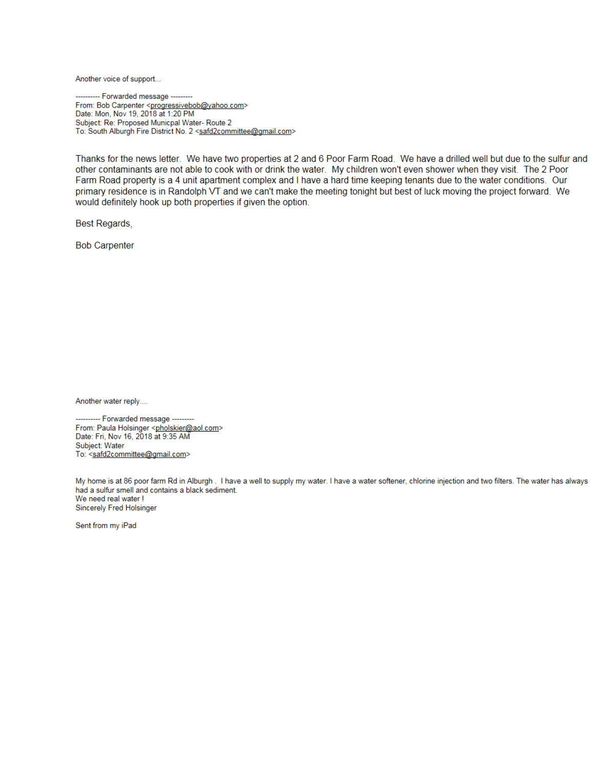Another voice of support...

---------- Forwarded message ---------
From: Bob Carpenter <progressivebob@yahoo.com>
Date: Mon, Nov 19, 2018 at 1:20 PM
Subject: Re: Proposed Municpal Water- Route 2
To: South Alburgh Fire District No. 2 <safd2committee@gmail.com>

Thanks for the news letter. We have two properties at 2 and 6 Poor Farm Road. We have a drilled well but due to the sulfur and other contaminants are not able to cook with or drink the water. My children won't even shower when they visit. The 2 Poor Farm Road property is a 4 unit apartment complex and I have a hard time keeping tenants due to the water conditions. Our primary residence is in Randolph VT and we can't make the meeting tonight but best of luck moving the project forward. We would definitely hook up both properties if given the option.

Best Regards,

Bob Carpenter

Another water reply....

---------- Forwarded message ---------
From: Paula Holsinger <pholskier@aol.com>
Date: Fri, Nov 16, 2018 at 9:35 AM
Subject: Water
To: <safd2committee@gmail.com>

My home is at 86 poor farm Rd in Alburgh . I have a well to supply my water. I have a water softener, chlorine injection and two filters. The water has always had a sulfur smell and contains a black sediment.
We need real water !
Sincerely Fred Holsinger

Sent from my iPad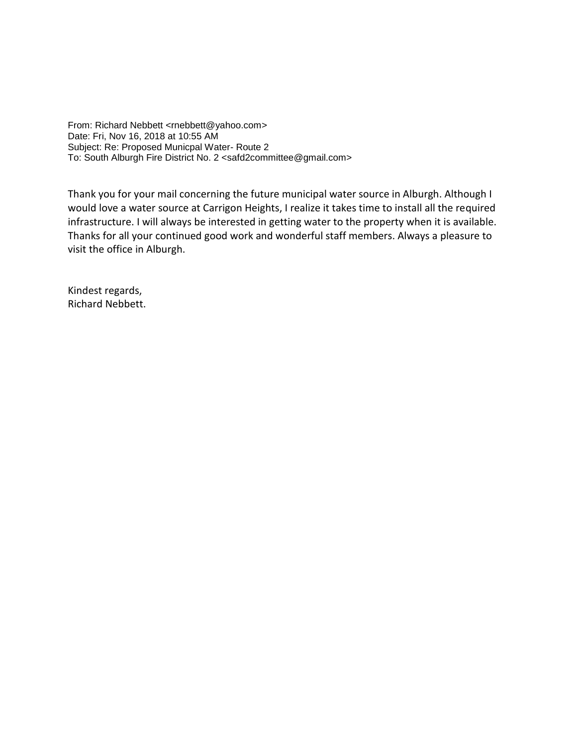From: Richard Nebbett <rnebbett@yahoo.com>
Date: Fri, Nov 16, 2018 at 10:55 AM
Subject: Re: Proposed Municpal Water- Route 2
To: South Alburgh Fire District No. 2 <safd2committee@gmail.com>

Thank you for your mail concerning the future municipal water source in Alburgh. Although I would love a water source at Carrigon Heights, I realize it takes time to install all the required infrastructure. I will always be interested in getting water to the property when it is available. Thanks for all your continued good work and wonderful staff members. Always a pleasure to visit the office in Alburgh.

Kindest regards,
Richard Nebbett.